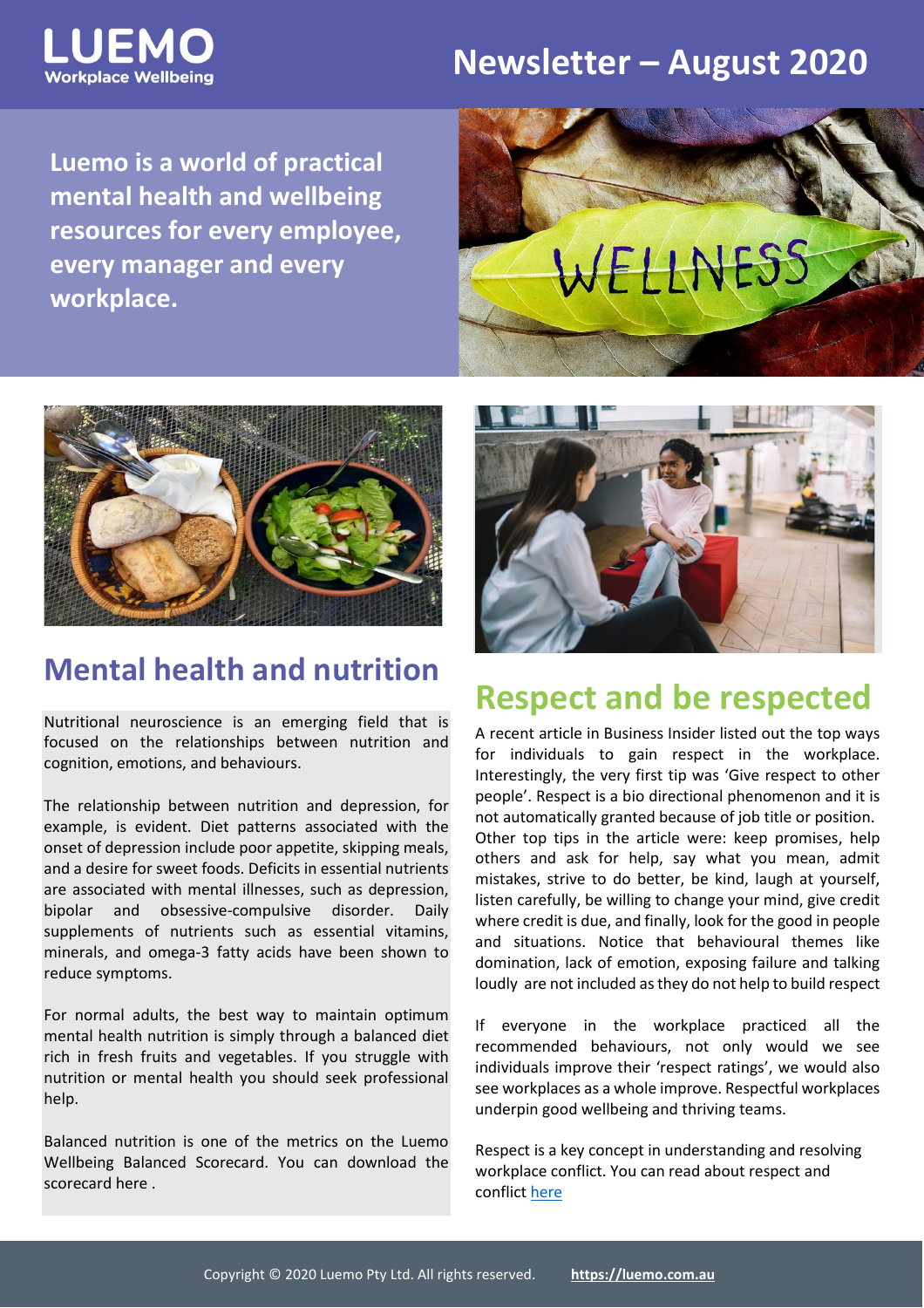# LUEMO Workplace Wellbeing

# Newsletter – August 2020

**Luemo is a world of practical mental health and wellbeing resources for every employee, every manager and every workplace.**

## Mental health and nutrition

Nutritional neuroscience is an emerging field that is focused on the relationships between nutrition and cognition, emotions, and behaviours.

The relationship between nutrition and depression, for example, is evident. Diet patterns associated with the onset of depression include poor appetite, skipping meals, and a desire for sweet foods. Deficits in essential nutrients are associated with mental illnesses, such as depression, bipolar and obsessive-compulsive disorder. Daily supplements of nutrients such as essential vitamins, minerals, and omega-3 fatty acids have been shown to reduce symptoms.

For normal adults, the best way to maintain optimum mental health nutrition is simply through a balanced diet rich in fresh fruits and vegetables. If you struggle with nutrition or mental health you should seek professional help.

Balanced nutrition is one of the metrics on the Luemo Wellbeing Balanced Scorecard. You can download the scorecard here .

## Respect and be respected

A recent article in Business Insider listed out the top ways for individuals to gain respect in the workplace. Interestingly, the very first tip was 'Give respect to other people'. Respect is a bio directional phenomenon and it is not automatically granted because of job title or position. Other top tips in the article were: keep promises, help others and ask for help, say what you mean, admit mistakes, strive to do better, be kind, laugh at yourself, listen carefully, be willing to change your mind, give credit where credit is due, and finally, look for the good in people and situations. Notice that behavioural themes like domination, lack of emotion, exposing failure and talking loudly are not included as they do not help to build respect

If everyone in the workplace practiced all the recommended behaviours, not only would we see individuals improve their 'respect ratings', we would also see workplaces as a whole improve. Respectful workplaces underpin good wellbeing and thriving teams.

Respect is a key concept in understanding and resolving workplace conflict. You can read about respect and conflict [here](#)

Copyright © 2020 Luemo Pty Ltd. All rights reserved. **https://luemo.com.au**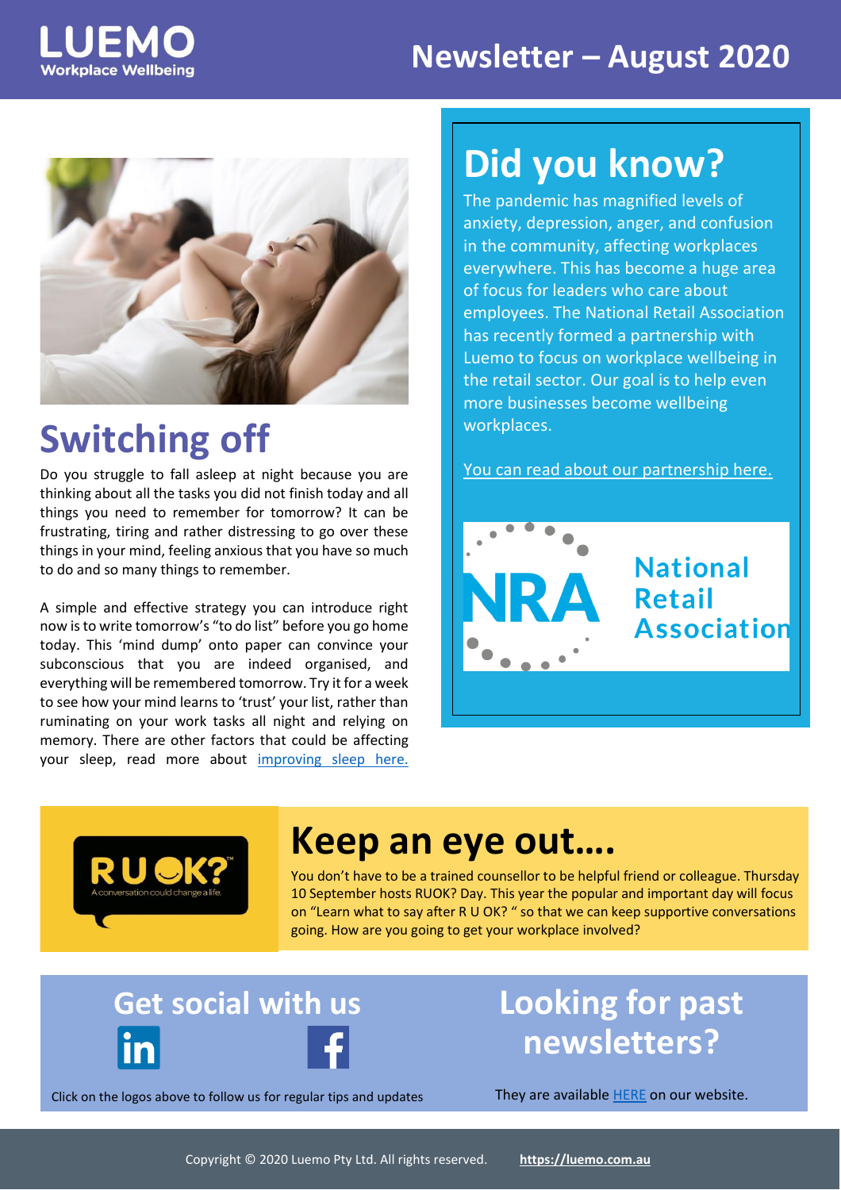# LUEMO Workplace Wellbeing

# Newsletter – August 2020

## Switching off

Do you struggle to fall asleep at night because you are thinking about all the tasks you did not finish today and all things you need to remember for tomorrow? It can be frustrating, tiring and rather distressing to go over these things in your mind, feeling anxious that you have so much to do and so many things to remember.

A simple and effective strategy you can introduce right now is to write tomorrow's "to do list" before you go home today. This 'mind dump' onto paper can convince your subconscious that you are indeed organised, and everything will be remembered tomorrow. Try it for a week to see how your mind learns to 'trust' your list, rather than ruminating on your work tasks all night and relying on memory. There are other factors that could be affecting your sleep, read more about improving sleep here.

## Did you know?

The pandemic has magnified levels of anxiety, depression, anger, and confusion in the community, affecting workplaces everywhere. This has become a huge area of focus for leaders who care about employees. The National Retail Association has recently formed a partnership with Luemo to focus on workplace wellbeing in the retail sector. Our goal is to help even more businesses become wellbeing workplaces.

You can read about our partnership here.

NRA National Retail Association

## Keep an eye out....

You don't have to be a trained counsellor to be helpful friend or colleague. Thursday 10 September hosts RUOK? Day. This year the popular and important day will focus on "Learn what to say after R U OK? " so that we can keep supportive conversations going. How are you going to get your workplace involved?

## Get social with us

Click on the logos above to follow us for regular tips and updates

## Looking for past newsletters?

They are available HERE on our website.

Copyright © 2020 Luemo Pty Ltd. All rights reserved. **https://luemo.com.au**